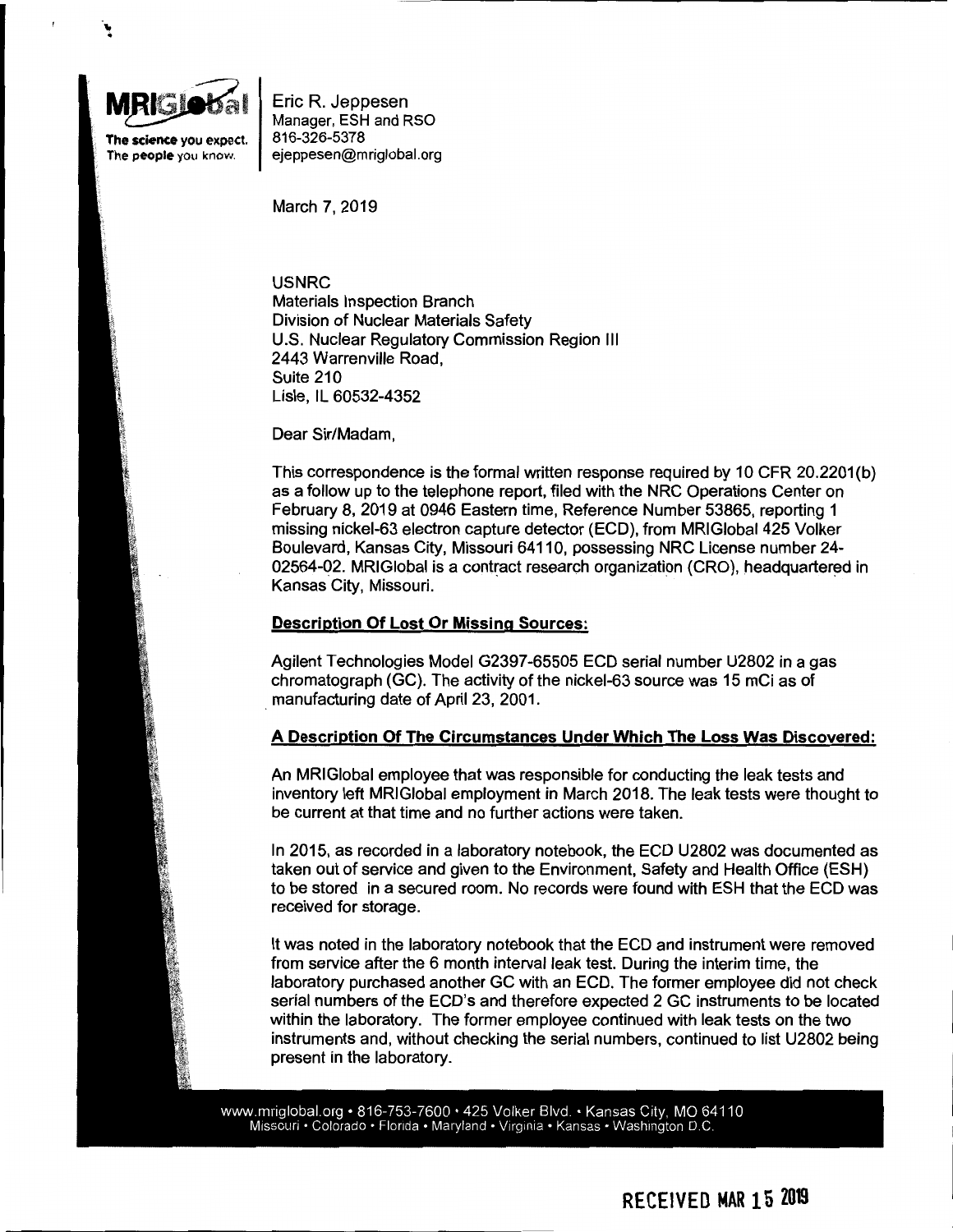MRIGlobal

The science you expect.
The people you know.

Eric R. Jeppesen
Manager, ESH and RSO
816-326-5378
ejeppesen@mriglobal.org

March 7, 2019

USNRC
Materials Inspection Branch
Division of Nuclear Materials Safety
U.S. Nuclear Regulatory Commission Region III
2443 Warrenville Road,
Suite 210
Lisle, IL 60532-4352

Dear Sir/Madam,

This correspondence is the formal written response required by 10 CFR 20.2201(b) as a follow up to the telephone report, filed with the NRC Operations Center on February 8, 2019 at 0946 Eastern time, Reference Number 53865, reporting 1 missing nickel-63 electron capture detector (ECD), from MRIGlobal 425 Volker Boulevard, Kansas City, Missouri 64110, possessing NRC License number 24-02564-02. MRIGlobal is a contract research organization (CRO), headquartered in Kansas City, Missouri.

**Description Of Lost Or Missing Sources:**

Agilent Technologies Model G2397-65505 ECD serial number U2802 in a gas chromatograph (GC). The activity of the nickel-63 source was 15 mCi as of manufacturing date of April 23, 2001.

**A Description Of The Circumstances Under Which The Loss Was Discovered:**

An MRIGlobal employee that was responsible for conducting the leak tests and inventory left MRIGlobal employment in March 2018. The leak tests were thought to be current at that time and no further actions were taken.

In 2015, as recorded in a laboratory notebook, the ECD U2802 was documented as taken out of service and given to the Environment, Safety and Health Office (ESH) to be stored in a secured room. No records were found with ESH that the ECD was received for storage.

It was noted in the laboratory notebook that the ECD and instrument were removed from service after the 6 month interval leak test. During the interim time, the laboratory purchased another GC with an ECD. The former employee did not check serial numbers of the ECD's and therefore expected 2 GC instruments to be located within the laboratory. The former employee continued with leak tests on the two instruments and, without checking the serial numbers, continued to list U2802 being present in the laboratory.

RECEIVED MAR 15 2019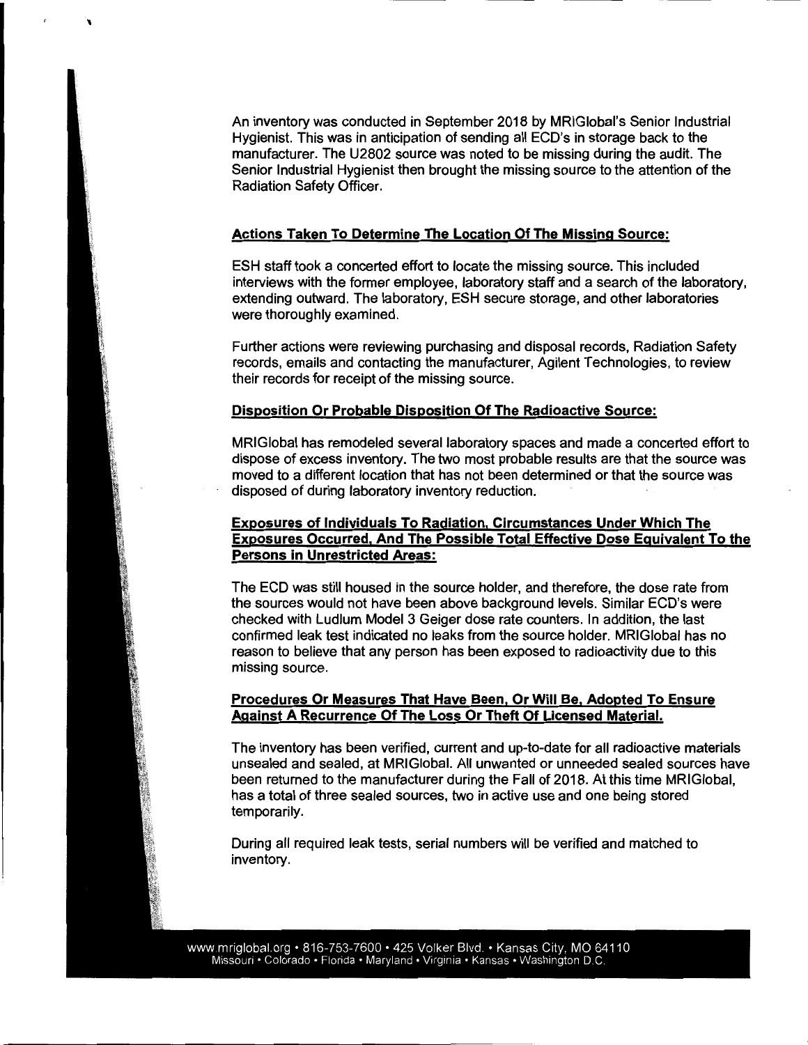An inventory was conducted in September 2018 by MRIGlobal's Senior Industrial Hygienist. This was in anticipation of sending all ECD's in storage back to the manufacturer. The U2802 source was noted to be missing during the audit. The Senior Industrial Hygienist then brought the missing source to the attention of the Radiation Safety Officer.

**Actions Taken To Determine The Location Of The Missing Source:**

ESH staff took a concerted effort to locate the missing source. This included interviews with the former employee, laboratory staff and a search of the laboratory, extending outward. The laboratory, ESH secure storage, and other laboratories were thoroughly examined.

Further actions were reviewing purchasing and disposal records, Radiation Safety records, emails and contacting the manufacturer, Agilent Technologies, to review their records for receipt of the missing source.

**Disposition Or Probable Disposition Of The Radioactive Source:**

MRIGlobal has remodeled several laboratory spaces and made a concerted effort to dispose of excess inventory. The two most probable results are that the source was moved to a different location that has not been determined or that the source was disposed of during laboratory inventory reduction.

**Exposures of Individuals To Radiation, Circumstances Under Which The Exposures Occurred, And The Possible Total Effective Dose Equivalent To the Persons in Unrestricted Areas:**

The ECD was still housed in the source holder, and therefore, the dose rate from the sources would not have been above background levels. Similar ECD's were checked with Ludlum Model 3 Geiger dose rate counters. In addition, the last confirmed leak test indicated no leaks from the source holder. MRIGlobal has no reason to believe that any person has been exposed to radioactivity due to this missing source.

**Procedures Or Measures That Have Been, Or Will Be, Adopted To Ensure Against A Recurrence Of The Loss Or Theft Of Licensed Material.**

The inventory has been verified, current and up-to-date for all radioactive materials unsealed and sealed, at MRIGlobal. All unwanted or unneeded sealed sources have been returned to the manufacturer during the Fall of 2018. At this time MRIGlobal, has a total of three sealed sources, two in active use and one being stored temporarily.

During all required leak tests, serial numbers will be verified and matched to inventory.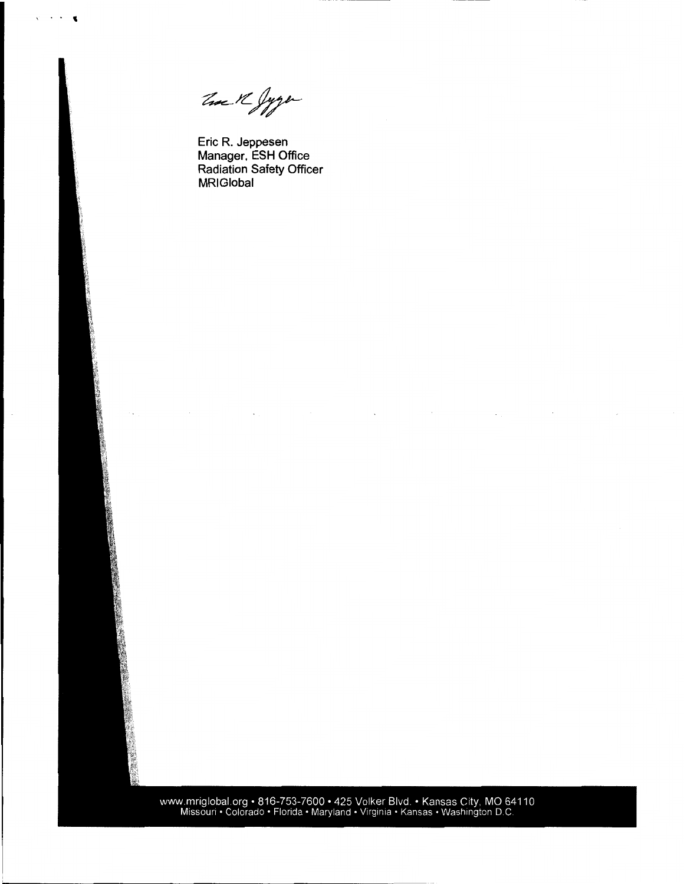Eric R. Jeppesen
Manager, ESH Office
Radiation Safety Officer
MRIGlobal

www.mriglobal.org • 816-753-7600 • 425 Volker Blvd. • Kansas City, MO 64110
Missouri • Colorado • Florida • Maryland • Virginia • Kansas • Washington D.C.